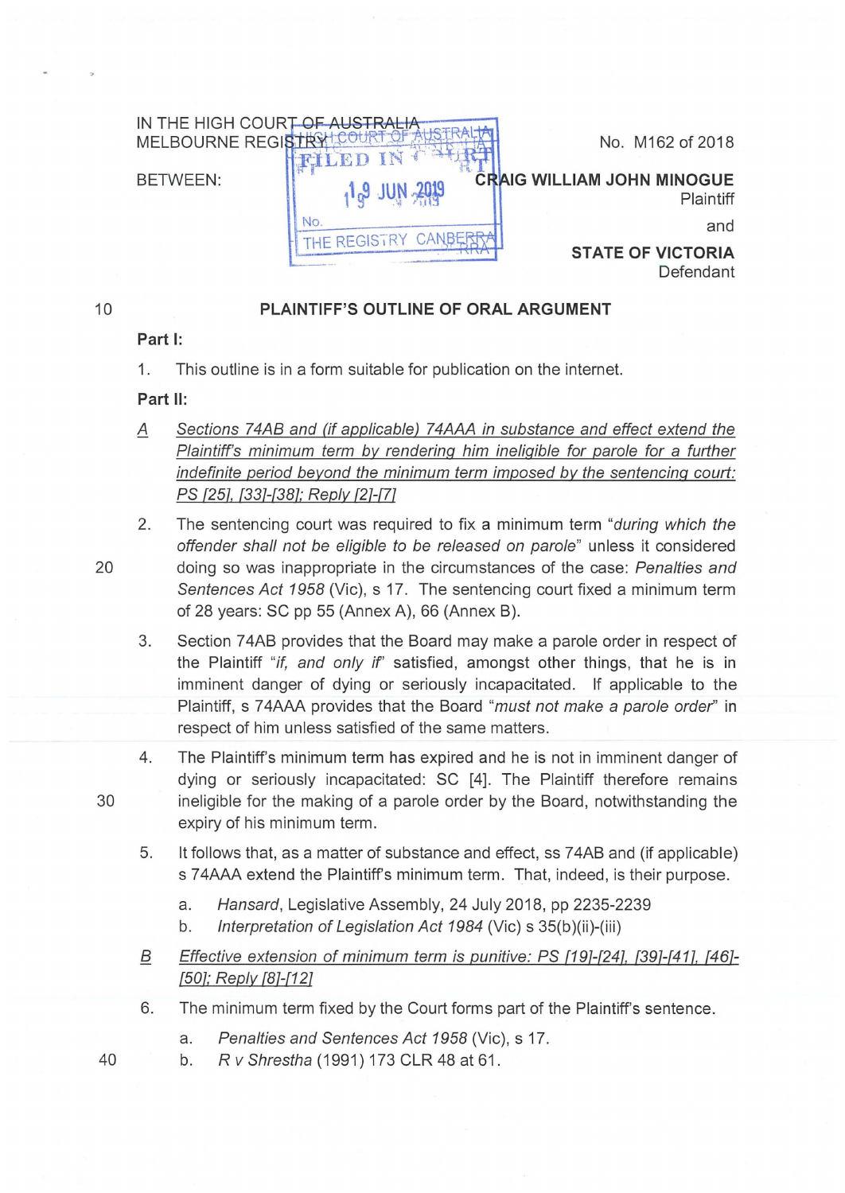IN THE HIGH COURT OF AUSTRALIA
MELBOURNE REGISTRY

No. M162 of 2018

BETWEEN:

**CRAIG WILLIAM JOHN MINOGUE**
Plaintiff

and

**STATE OF VICTORIA**
Defendant

## PLAINTIFF'S OUTLINE OF ORAL ARGUMENT

**Part I:**

1. This outline is in a form suitable for publication on the internet.

**Part II:**

A *Sections 74AB and (if applicable) 74AAA in substance and effect extend the Plaintiff's minimum term by rendering him ineligible for parole for a further indefinite period beyond the minimum term imposed by the sentencing court: PS [25], [33]-[38]; Reply [2]-[7]*

2. The sentencing court was required to fix a minimum term "*during which the offender shall not be eligible to be released on parole*" unless it considered doing so was inappropriate in the circumstances of the case: *Penalties and Sentences Act 1958* (Vic), s 17. The sentencing court fixed a minimum term of 28 years: SC pp 55 (Annex A), 66 (Annex B).

3. Section 74AB provides that the Board may make a parole order in respect of the Plaintiff "*if, and only if*" satisfied, amongst other things, that he is in imminent danger of dying or seriously incapacitated. If applicable to the Plaintiff, s 74AAA provides that the Board "*must not make a parole order*" in respect of him unless satisfied of the same matters.

4. The Plaintiff's minimum term has expired and he is not in imminent danger of dying or seriously incapacitated: SC [4]. The Plaintiff therefore remains ineligible for the making of a parole order by the Board, notwithstanding the expiry of his minimum term.

5. It follows that, as a matter of substance and effect, ss 74AB and (if applicable) s 74AAA extend the Plaintiff's minimum term. That, indeed, is their purpose.

   a. *Hansard*, Legislative Assembly, 24 July 2018, pp 2235-2239
   b. *Interpretation of Legislation Act 1984* (Vic) s 35(b)(ii)-(iii)

B *Effective extension of minimum term is punitive: PS [19]-[24], [39]-[41], [46]-[50]; Reply [8]-[12]*

6. The minimum term fixed by the Court forms part of the Plaintiff's sentence.

   a. *Penalties and Sentences Act 1958* (Vic), s 17.
   b. *R v Shrestha* (1991) 173 CLR 48 at 61.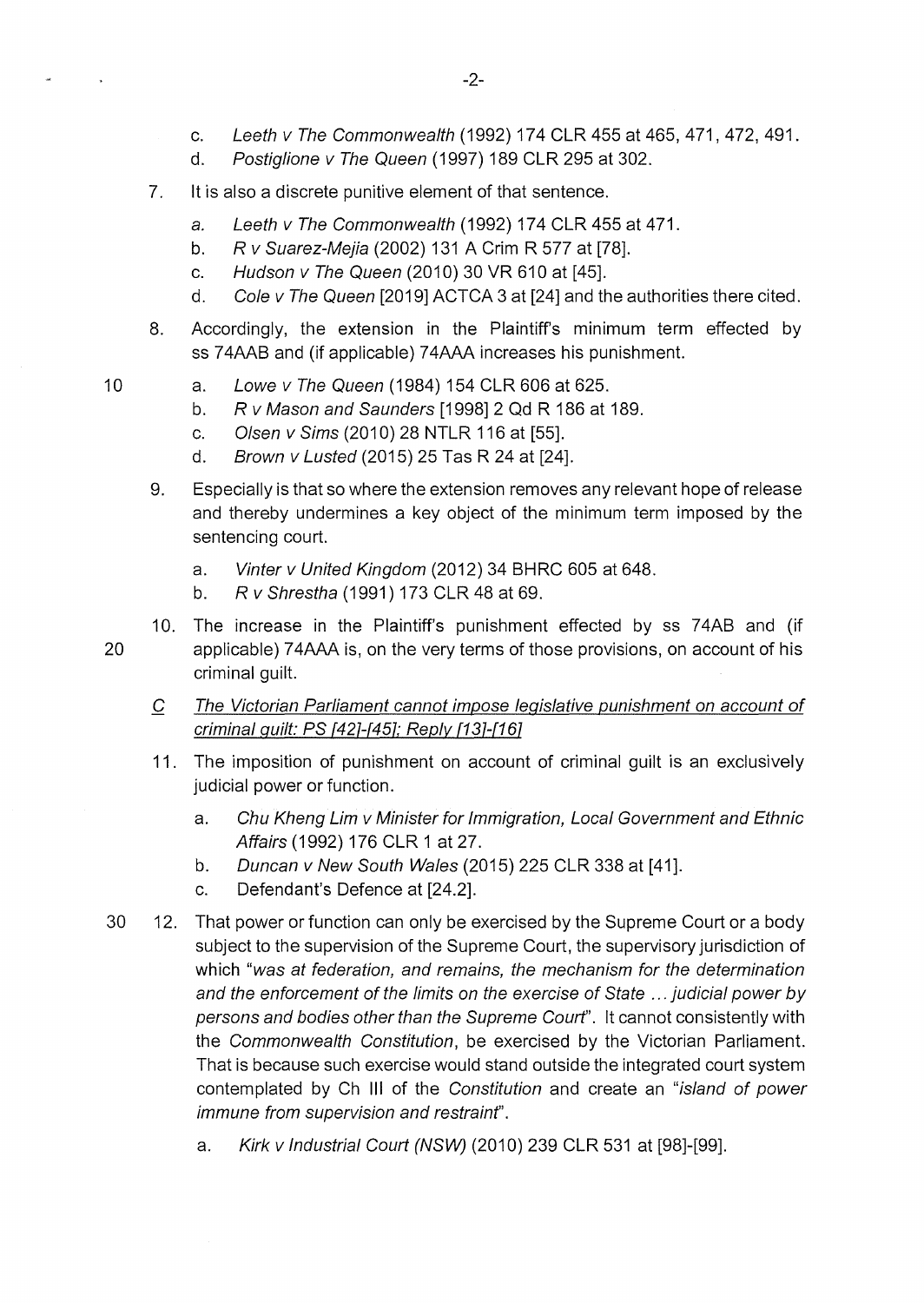c. *Leeth v The Commonwealth* (1992) 174 CLR 455 at 465, 471, 472, 491.
d. *Postiglione v The Queen* (1997) 189 CLR 295 at 302.

7. It is also a discrete punitive element of that sentence.
   a. *Leeth v The Commonwealth* (1992) 174 CLR 455 at 471.
   b. *R v Suarez-Mejia* (2002) 131 A Crim R 577 at [78].
   c. *Hudson v The Queen* (2010) 30 VR 610 at [45].
   d. *Cole v The Queen* [2019] ACTCA 3 at [24] and the authorities there cited.

8. Accordingly, the extension in the Plaintiff's minimum term effected by ss 74AAB and (if applicable) 74AAA increases his punishment.
   a. *Lowe v The Queen* (1984) 154 CLR 606 at 625.
   b. *R v Mason and Saunders* [1998] 2 Qd R 186 at 189.
   c. *Olsen v Sims* (2010) 28 NTLR 116 at [55].
   d. *Brown v Lusted* (2015) 25 Tas R 24 at [24].

9. Especially is that so where the extension removes any relevant hope of release and thereby undermines a key object of the minimum term imposed by the sentencing court.
   a. *Vinter v United Kingdom* (2012) 34 BHRC 605 at 648.
   b. *R v Shrestha* (1991) 173 CLR 48 at 69.

10. The increase in the Plaintiff's punishment effected by ss 74AB and (if applicable) 74AAA is, on the very terms of those provisions, on account of his criminal guilt.

<u>*C The Victorian Parliament cannot impose legislative punishment on account of criminal guilt: PS [42]-[45]; Reply [13]-[16]*</u>

11. The imposition of punishment on account of criminal guilt is an exclusively judicial power or function.
    a. *Chu Kheng Lim v Minister for Immigration, Local Government and Ethnic Affairs* (1992) 176 CLR 1 at 27.
    b. *Duncan v New South Wales* (2015) 225 CLR 338 at [41].
    c. Defendant's Defence at [24.2].

12. That power or function can only be exercised by the Supreme Court or a body subject to the supervision of the Supreme Court, the supervisory jurisdiction of which "*was at federation, and remains, the mechanism for the determination and the enforcement of the limits on the exercise of State ... judicial power by persons and bodies other than the Supreme Court*". It cannot consistently with the *Commonwealth Constitution*, be exercised by the Victorian Parliament. That is because such exercise would stand outside the integrated court system contemplated by Ch III of the *Constitution* and create an "*island of power immune from supervision and restraint*".
    a. *Kirk v Industrial Court (NSW)* (2010) 239 CLR 531 at [98]-[99].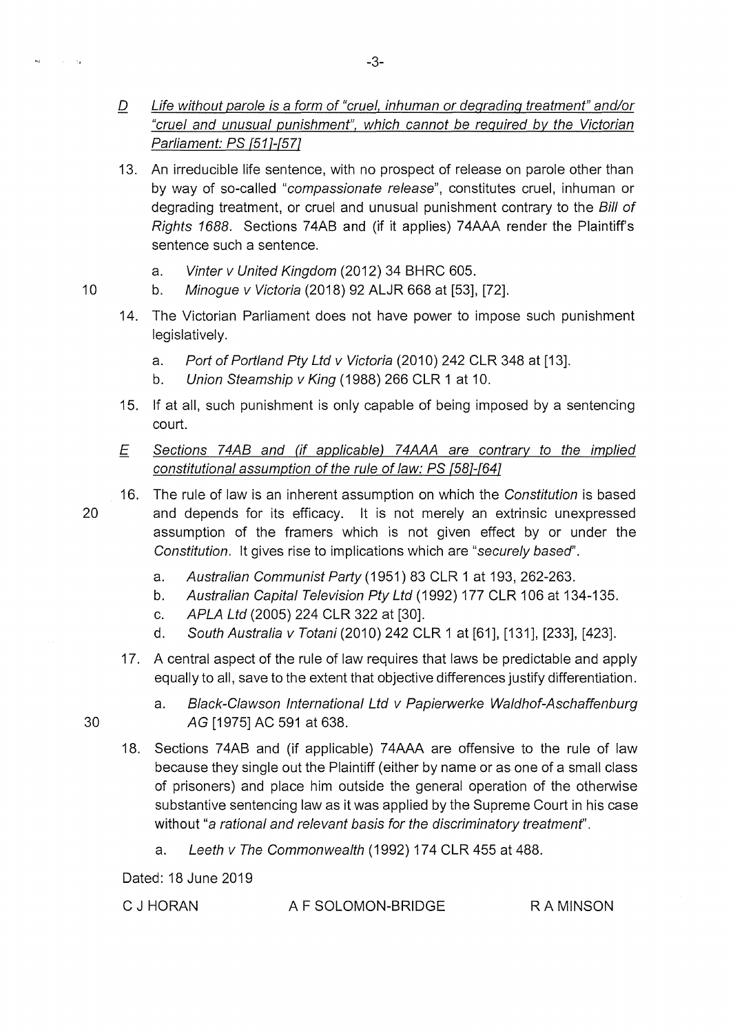<u>*D Life without parole is a form of "cruel, inhuman or degrading treatment" and/or "cruel and unusual punishment", which cannot be required by the Victorian Parliament: PS [51]-[57]*</u>

13. An irreducible life sentence, with no prospect of release on parole other than by way of so-called "*compassionate release*", constitutes cruel, inhuman or degrading treatment, or cruel and unusual punishment contrary to the *Bill of Rights 1688*. Sections 74AB and (if it applies) 74AAA render the Plaintiff's sentence such a sentence.
    a. *Vinter v United Kingdom* (2012) 34 BHRC 605.
    b. *Minogue v Victoria* (2018) 92 ALJR 668 at [53], [72].

14. The Victorian Parliament does not have power to impose such punishment legislatively.
    a. *Port of Portland Pty Ltd v Victoria* (2010) 242 CLR 348 at [13].
    b. *Union Steamship v King* (1988) 266 CLR 1 at 10.

15. If at all, such punishment is only capable of being imposed by a sentencing court.

<u>*E Sections 74AB and (if applicable) 74AAA are contrary to the implied constitutional assumption of the rule of law: PS [58]-[64]*</u>

16. The rule of law is an inherent assumption on which the *Constitution* is based and depends for its efficacy. It is not merely an extrinsic unexpressed assumption of the framers which is not given effect by or under the *Constitution*. It gives rise to implications which are "*securely based*".
    a. *Australian Communist Party* (1951) 83 CLR 1 at 193, 262-263.
    b. *Australian Capital Television Pty Ltd* (1992) 177 CLR 106 at 134-135.
    c. *APLA Ltd* (2005) 224 CLR 322 at [30].
    d. *South Australia v Totani* (2010) 242 CLR 1 at [61], [131], [233], [423].

17. A central aspect of the rule of law requires that laws be predictable and apply equally to all, save to the extent that objective differences justify differentiation.
    a. *Black-Clawson International Ltd v Papierwerke Waldhof-Aschaffenburg AG* [1975] AC 591 at 638.

18. Sections 74AB and (if applicable) 74AAA are offensive to the rule of law because they single out the Plaintiff (either by name or as one of a small class of prisoners) and place him outside the general operation of the otherwise substantive sentencing law as it was applied by the Supreme Court in his case without "*a rational and relevant basis for the discriminatory treatment*".
    a. *Leeth v The Commonwealth* (1992) 174 CLR 455 at 488.

Dated: 18 June 2019

C J HORAN A F SOLOMON-BRIDGE R A MINSON